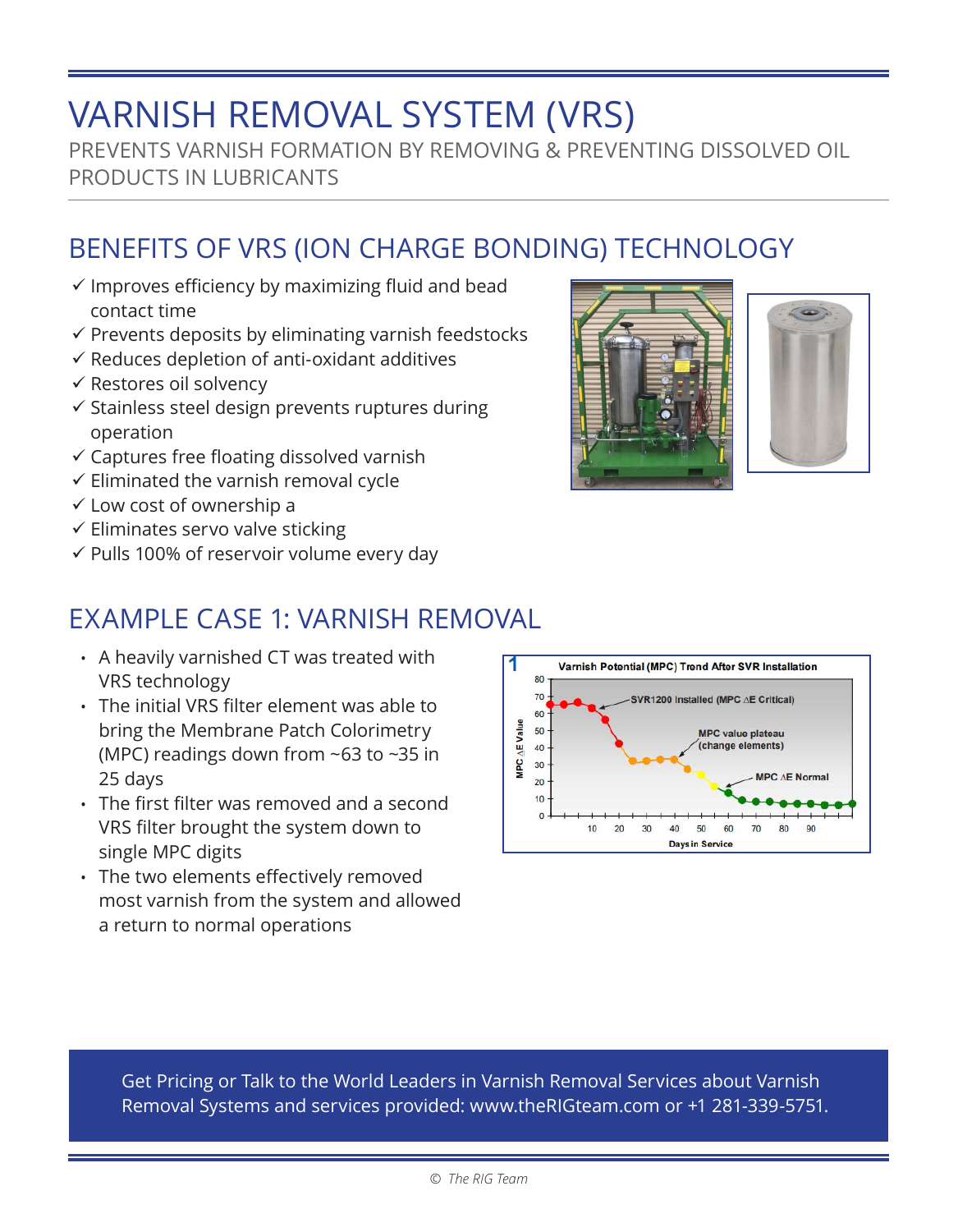# VARNISH REMOVAL SYSTEM (VRS)

PREVENTS VARNISH FORMATION BY REMOVING & PREVENTING DISSOLVED OIL PRODUCTS IN LUBRICANTS

## BENEFITS OF VRS (ION CHARGE BONDING) TECHNOLOGY

- ✓ Improves efficiency by maximizing fluid and bead contact time
- ✓ Prevents deposits by eliminating varnish feedstocks
- ✓ Reduces depletion of anti-oxidant additives
- ✓ Restores oil solvency
- ✓ Stainless steel design prevents ruptures during operation
- ✓ Captures free floating dissolved varnish
- ✓ Eliminated the varnish removal cycle
- ✓ Low cost of ownership a
- ✓ Eliminates servo valve sticking
- ✓ Pulls 100% of reservoir volume every day

## EXAMPLE CASE 1: VARNISH REMOVAL

- A heavily varnished CT was treated with VRS technology
- The initial VRS filter element was able to bring the Membrane Patch Colorimetry (MPC) readings down from ~63 to ~35 in 25 days
- The first filter was removed and a second VRS filter brought the system down to single MPC digits
- The two elements effectively removed most varnish from the system and allowed a return to normal operations

Get Pricing or Talk to the World Leaders in Varnish Removal Services about Varnish Removal Systems and services provided: www.theRIGteam.com or +1 281-339-5751.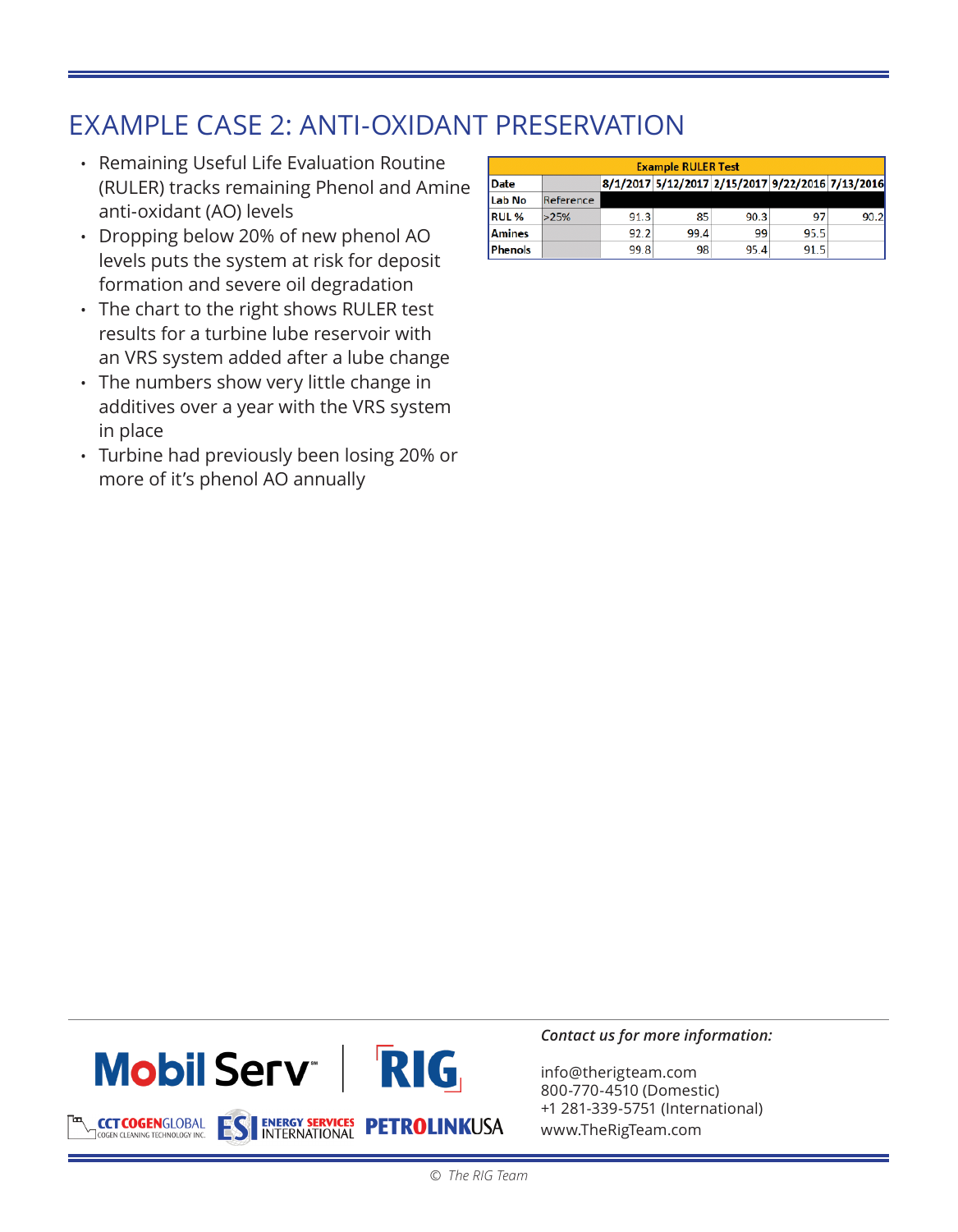# EXAMPLE CASE 2: ANTI-OXIDANT PRESERVATION

- Remaining Useful Life Evaluation Routine (RULER) tracks remaining Phenol and Amine anti-oxidant (AO) levels
- Dropping below 20% of new phenol AO levels puts the system at risk for deposit formation and severe oil degradation
- The chart to the right shows RULER test results for a turbine lube reservoir with an VRS system added after a lube change
- The numbers show very little change in additives over a year with the VRS system in place
- Turbine had previously been losing 20% or more of it's phenol AO annually

| Example RULER Test | | | | | | |
|---|---|---|---|---|---|---|
| **Date** | | **8/1/2017** | **5/12/2017** | **2/15/2017** | **9/22/2016** | **7/13/2016** |
| **Lab No** | Reference | | | | | |
| **RUL %** | >25% | 91.3 | 85 | 90.3 | 97 | 90.2 |
| **Amines** | | 92.2 | 99.4 | 99 | 95.5 | |
| **Phenols** | | 99.8 | 98 | 95.4 | 91.5 | |

*Contact us for more information:*

info@therigteam.com
800-770-4510 (Domestic)
+1 281-339-5751 (International)
www.TheRigTeam.com

© *The RIG Team*